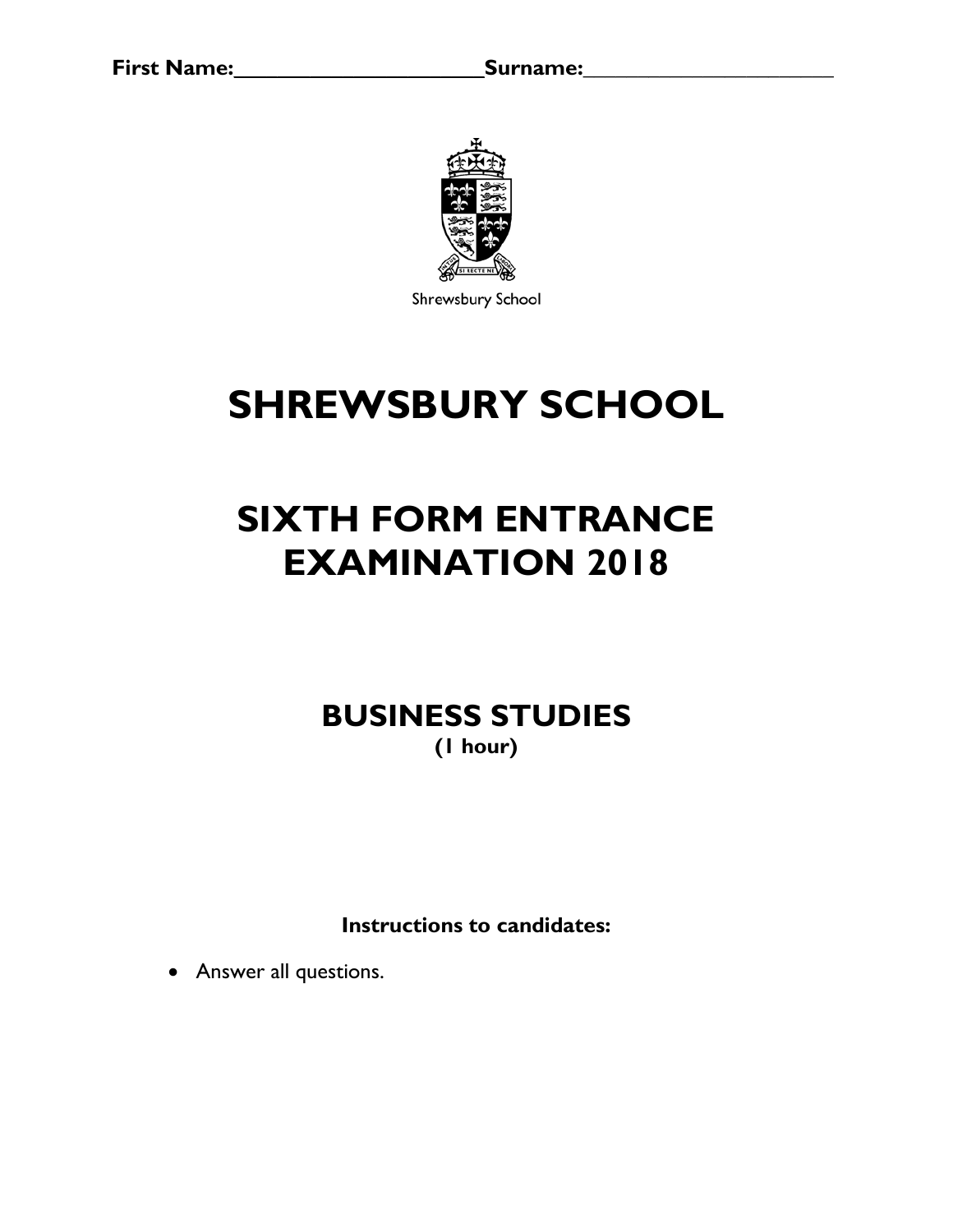**First Name:\_\_\_\_\_\_\_\_\_\_\_\_\_\_\_\_\_\_\_\_\_\_\_Surname:\_\_\_\_\_\_\_\_\_\_\_\_\_\_\_\_\_\_\_\_\_\_\_**

Shrewsbury School

# SHREWSBURY SCHOOL

# SIXTH FORM ENTRANCE EXAMINATION 2018

## BUSINESS STUDIES

**(1 hour)**

**Instructions to candidates:**

- Answer all questions.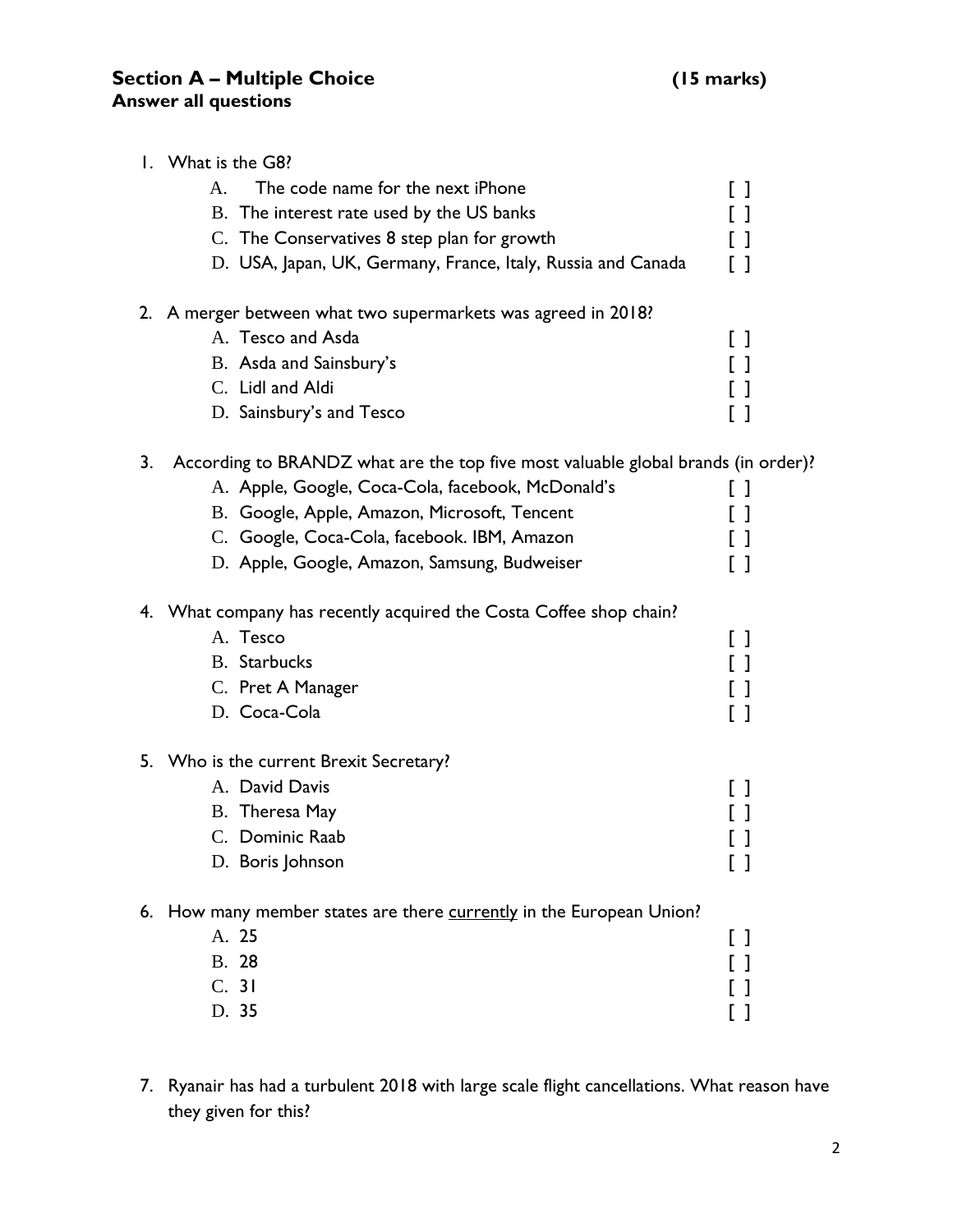**Section A – Multiple Choice** **(15 marks)**
**Answer all questions**

1. What is the G8?
   - A. The code name for the next iPhone [ ]
   - B. The interest rate used by the US banks [ ]
   - C. The Conservatives 8 step plan for growth [ ]
   - D. USA, Japan, UK, Germany, France, Italy, Russia and Canada [ ]

2. A merger between what two supermarkets was agreed in 2018?
   - A. Tesco and Asda [ ]
   - B. Asda and Sainsbury's [ ]
   - C. Lidl and Aldi [ ]
   - D. Sainsbury's and Tesco [ ]

3. According to BRANDZ what are the top five most valuable global brands (in order)?
   - A. Apple, Google, Coca-Cola, facebook, McDonald's [ ]
   - B. Google, Apple, Amazon, Microsoft, Tencent [ ]
   - C. Google, Coca-Cola, facebook. IBM, Amazon [ ]
   - D. Apple, Google, Amazon, Samsung, Budweiser [ ]

4. What company has recently acquired the Costa Coffee shop chain?
   - A. Tesco [ ]
   - B. Starbucks [ ]
   - C. Pret A Manager [ ]
   - D. Coca-Cola [ ]

5. Who is the current Brexit Secretary?
   - A. David Davis [ ]
   - B. Theresa May [ ]
   - C. Dominic Raab [ ]
   - D. Boris Johnson [ ]

6. How many member states are there currently in the European Union?
   - A. 25 [ ]
   - B. 28 [ ]
   - C. 31 [ ]
   - D. 35 [ ]

7. Ryanair has had a turbulent 2018 with large scale flight cancellations. What reason have they given for this?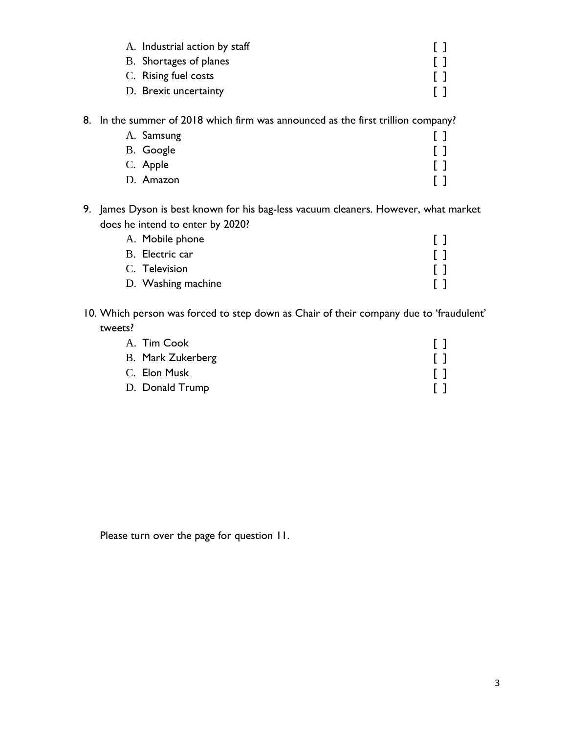A. Industrial action by staff [ ]
B. Shortages of planes [ ]
C. Rising fuel costs [ ]
D. Brexit uncertainty [ ]

8. In the summer of 2018 which firm was announced as the first trillion company?
   A. Samsung [ ]
   B. Google [ ]
   C. Apple [ ]
   D. Amazon [ ]

9. James Dyson is best known for his bag-less vacuum cleaners. However, what market does he intend to enter by 2020?
   A. Mobile phone [ ]
   B. Electric car [ ]
   C. Television [ ]
   D. Washing machine [ ]

10. Which person was forced to step down as Chair of their company due to 'fraudulent' tweets?
    A. Tim Cook [ ]
    B. Mark Zukerberg [ ]
    C. Elon Musk [ ]
    D. Donald Trump [ ]

Please turn over the page for question 11.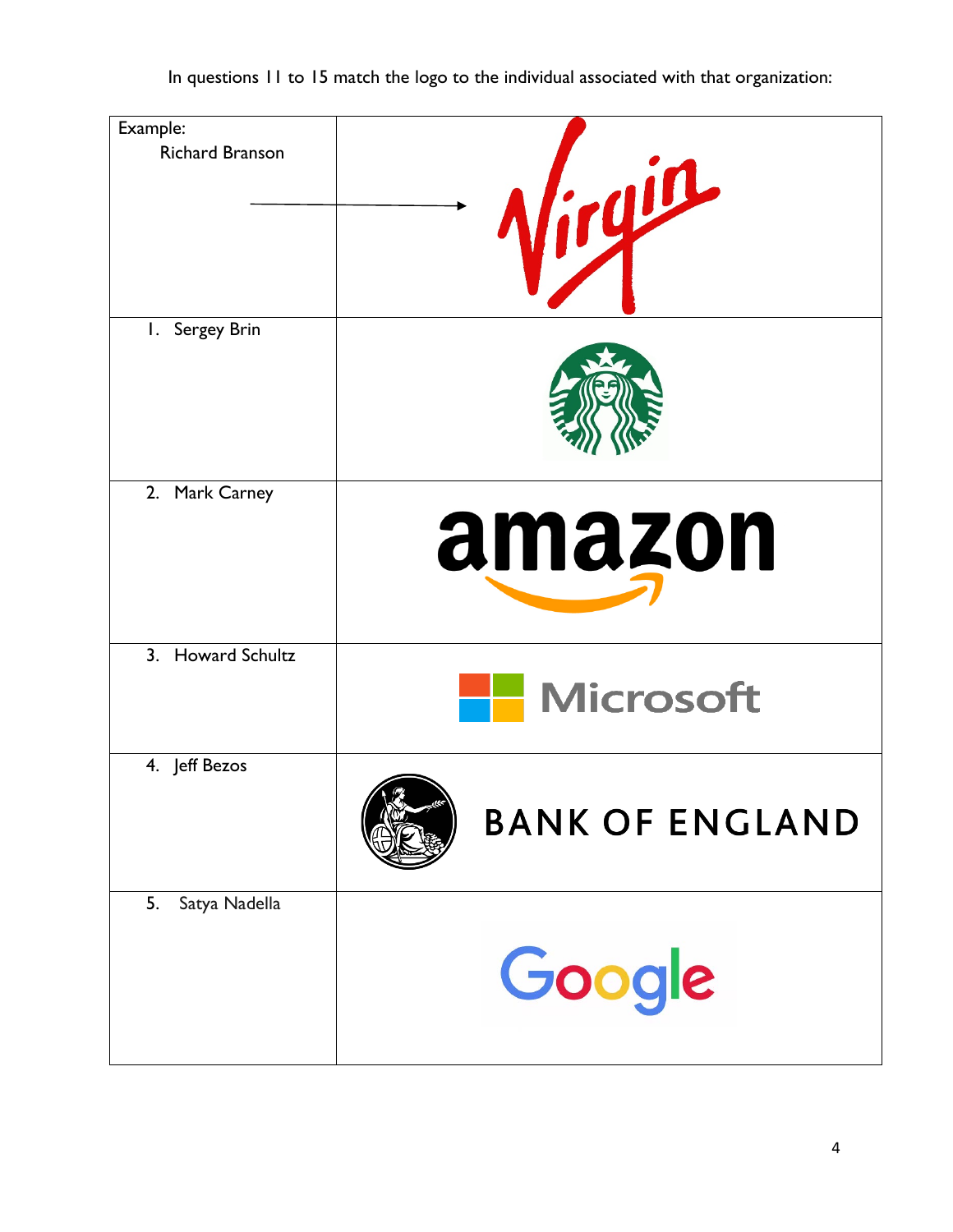In questions 11 to 15 match the logo to the individual associated with that organization:

| | |
|---|---|
| Example: Richard Branson → | Virgin |
| 1. Sergey Brin | |
| 2. Mark Carney | amazon |
| 3. Howard Schultz | Microsoft |
| 4. Jeff Bezos | BANK OF ENGLAND |
| 5. Satya Nadella | Google |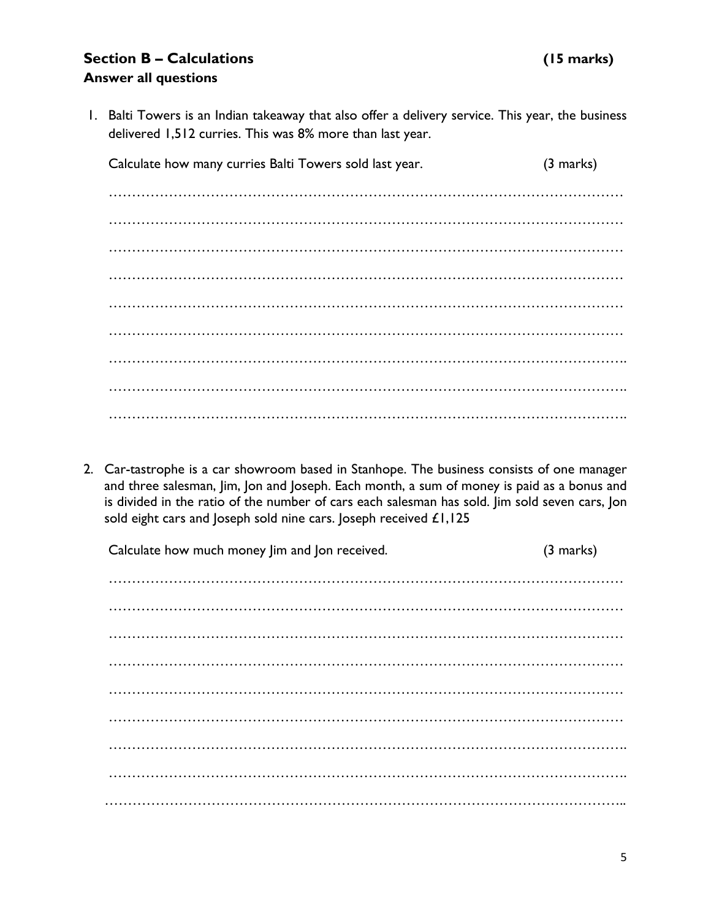### Section B – Calculations (15 marks)

**Answer all questions**

1. Balti Towers is an Indian takeaway that also offer a delivery service. This year, the business delivered 1,512 curries. This was 8% more than last year.

   Calculate how many curries Balti Towers sold last year. (3 marks)

   …………………………………………………………………………………………………

   …………………………………………………………………………………………………

   …………………………………………………………………………………………………

   …………………………………………………………………………………………………

   …………………………………………………………………………………………………

   …………………………………………………………………………………………………

   …………………………………………………………………………………………………

   …………………………………………………………………………………………………

   …………………………………………………………………………………………………

2. Car-tastrophe is a car showroom based in Stanhope. The business consists of one manager and three salesman, Jim, Jon and Joseph. Each month, a sum of money is paid as a bonus and is divided in the ratio of the number of cars each salesman has sold. Jim sold seven cars, Jon sold eight cars and Joseph sold nine cars. Joseph received £1,125

   Calculate how much money Jim and Jon received. (3 marks)

   …………………………………………………………………………………………………

   …………………………………………………………………………………………………

   …………………………………………………………………………………………………

   …………………………………………………………………………………………………

   …………………………………………………………………………………………………

   …………………………………………………………………………………………………

   …………………………………………………………………………………………………

   …………………………………………………………………………………………………

   …………………………………………………………………………………………………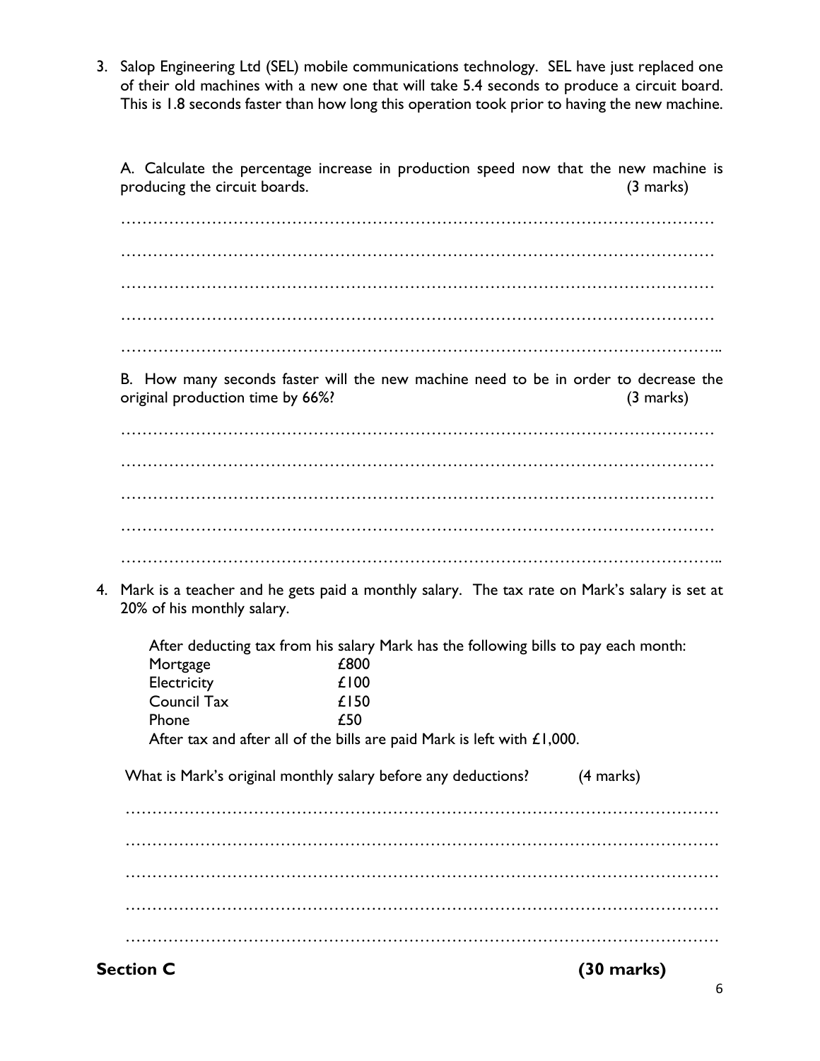3. Salop Engineering Ltd (SEL) mobile communications technology. SEL have just replaced one of their old machines with a new one that will take 5.4 seconds to produce a circuit board. This is 1.8 seconds faster than how long this operation took prior to having the new machine.

   A. Calculate the percentage increase in production speed now that the new machine is producing the circuit boards. (3 marks)

   …………………………………………………………………………………………………

   …………………………………………………………………………………………………

   …………………………………………………………………………………………………

   …………………………………………………………………………………………………

   …………………………………………………………………………………………………

   B. How many seconds faster will the new machine need to be in order to decrease the original production time by 66%? (3 marks)

   …………………………………………………………………………………………………

   …………………………………………………………………………………………………

   …………………………………………………………………………………………………

   …………………………………………………………………………………………………

   …………………………………………………………………………………………………

4. Mark is a teacher and he gets paid a monthly salary. The tax rate on Mark's salary is set at 20% of his monthly salary.

   After deducting tax from his salary Mark has the following bills to pay each month:

   | | |
   |---|---|
   | Mortgage | £800 |
   | Electricity | £100 |
   | Council Tax | £150 |
   | Phone | £50 |

   After tax and after all of the bills are paid Mark is left with £1,000.

   What is Mark's original monthly salary before any deductions? (4 marks)

   …………………………………………………………………………………………………

   …………………………………………………………………………………………………

   …………………………………………………………………………………………………

   …………………………………………………………………………………………………

   …………………………………………………………………………………………………

## Section C (30 marks)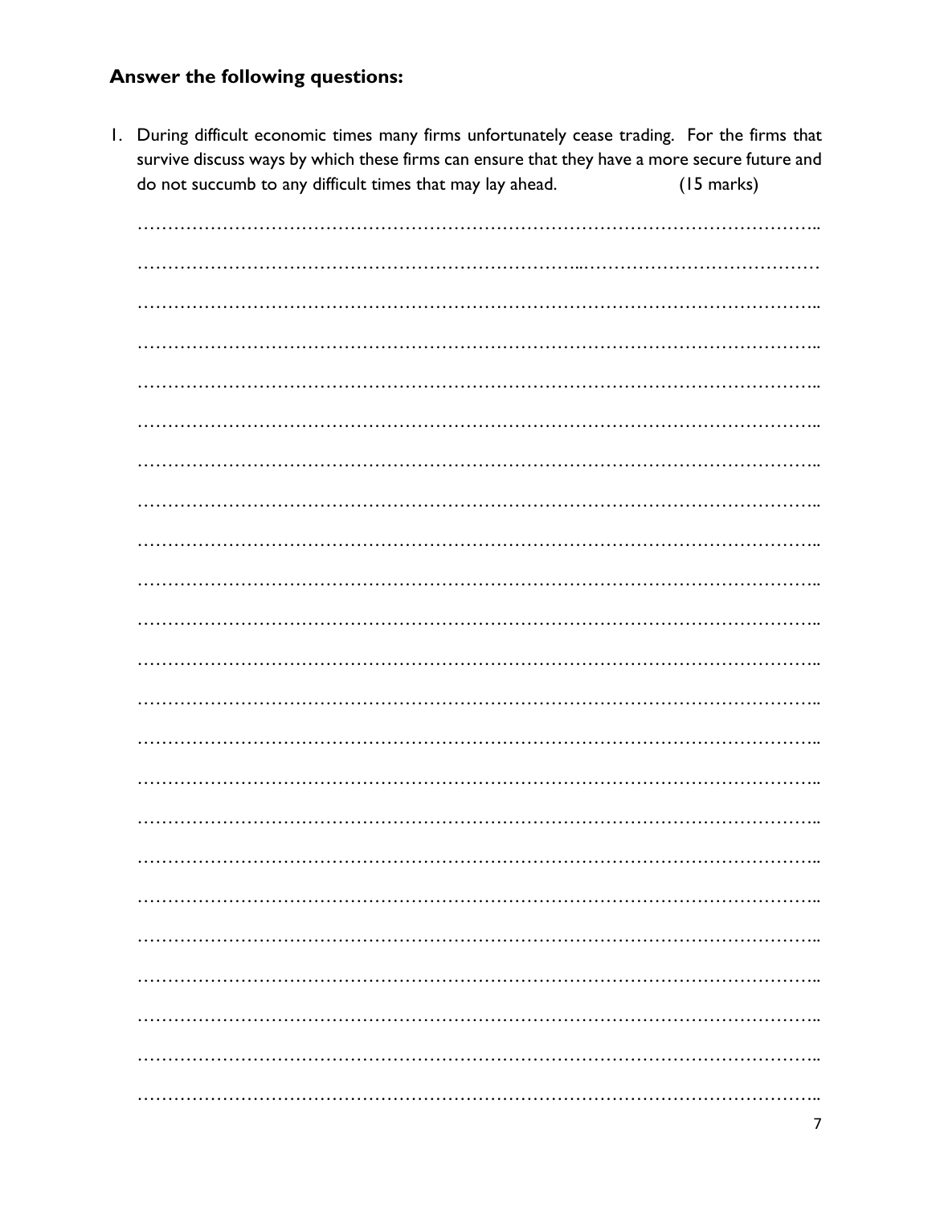**Answer the following questions:**

1. During difficult economic times many firms unfortunately cease trading. For the firms that survive discuss ways by which these firms can ensure that they have a more secure future and do not succumb to any difficult times that may lay ahead. (15 marks)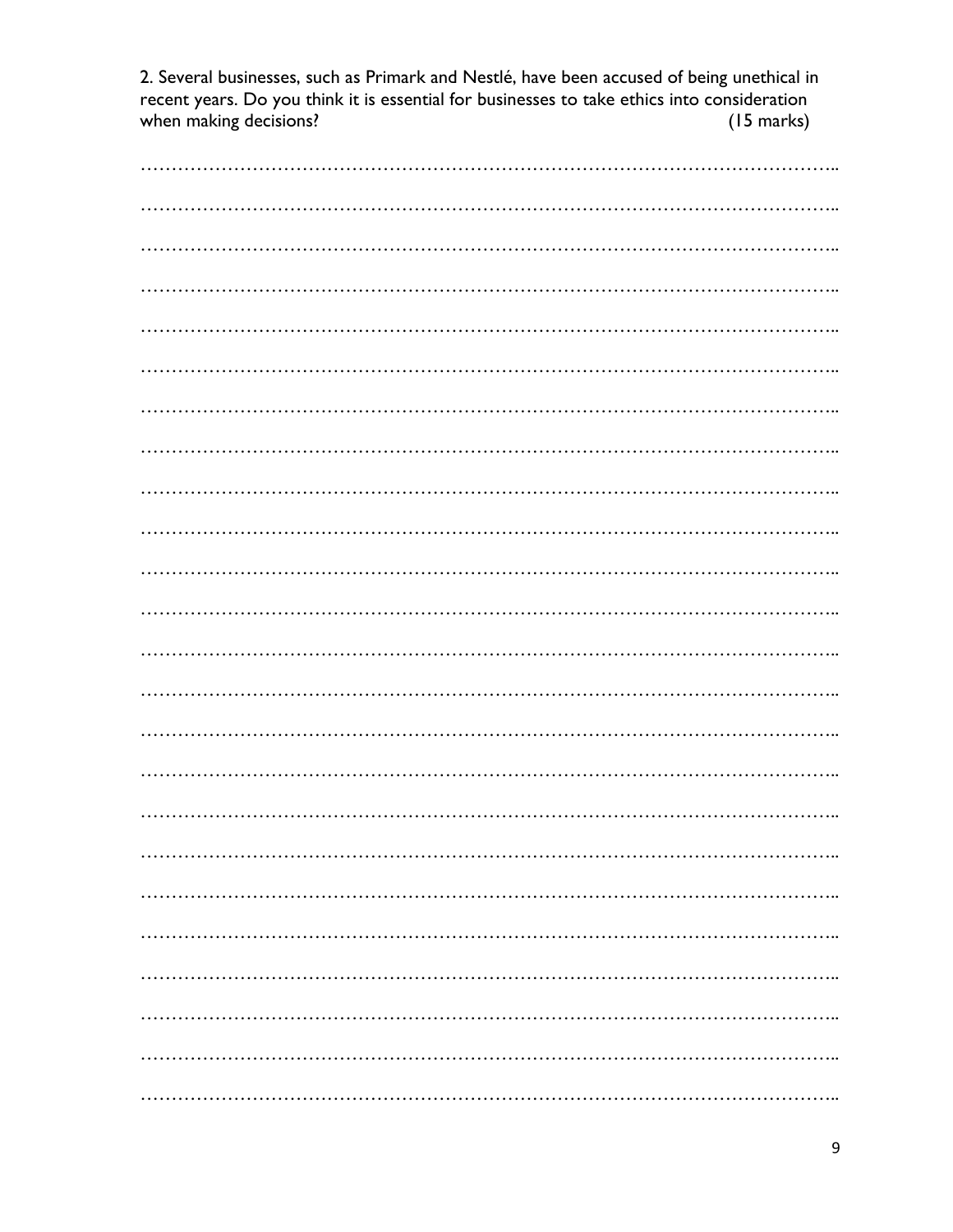2. Several businesses, such as Primark and Nestlé, have been accused of being unethical in recent years. Do you think it is essential for businesses to take ethics into consideration when making decisions? (15 marks)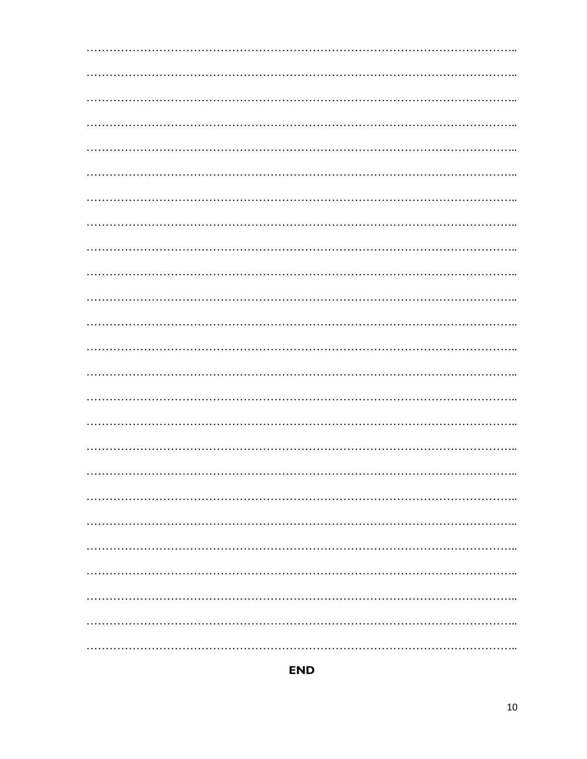**END**